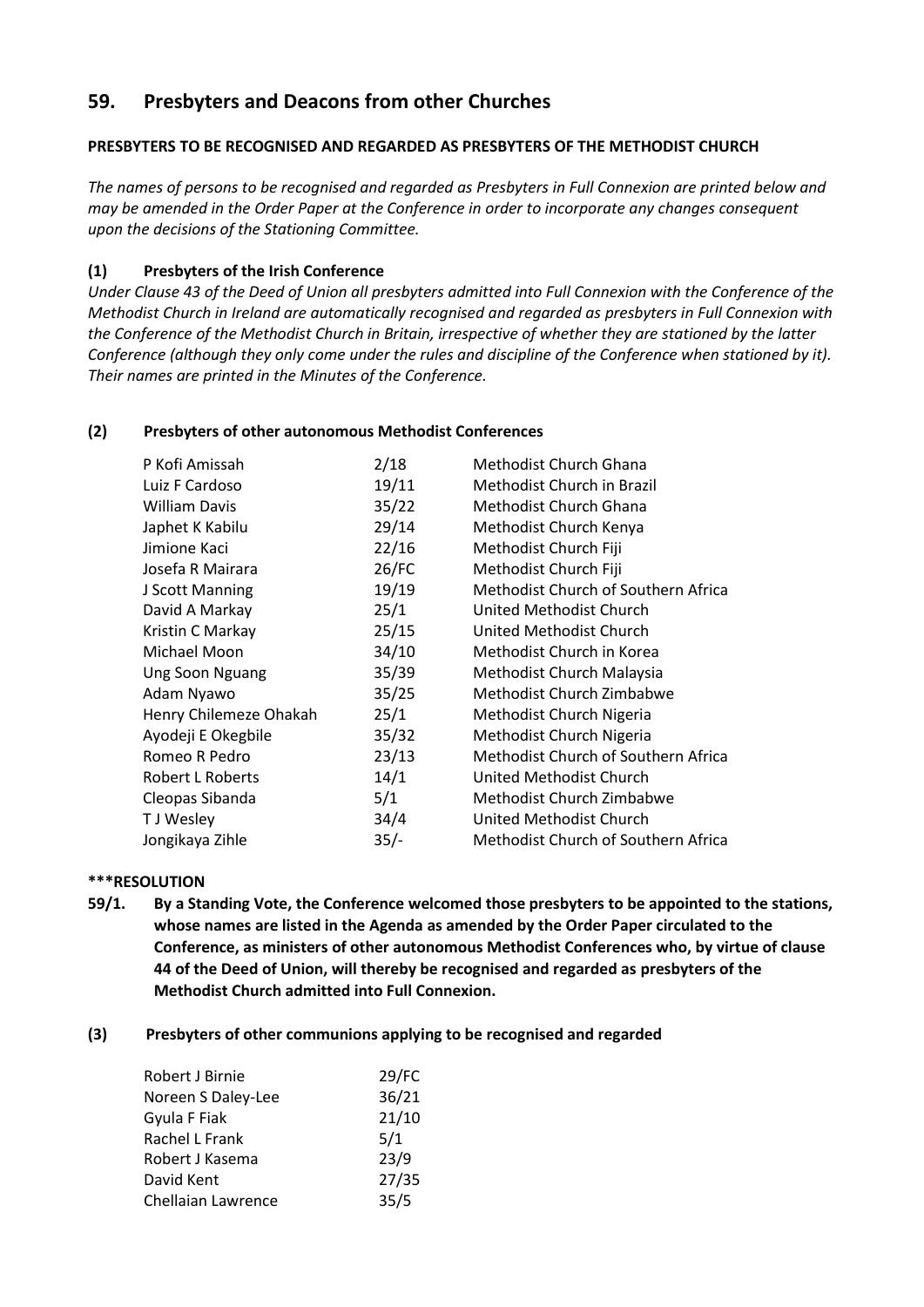## 59. Presbyters and Deacons from other Churches

**PRESBYTERS TO BE RECOGNISED AND REGARDED AS PRESBYTERS OF THE METHODIST CHURCH**

*The names of persons to be recognised and regarded as Presbyters in Full Connexion are printed below and may be amended in the Order Paper at the Conference in order to incorporate any changes consequent upon the decisions of the Stationing Committee.*

### (1) Presbyters of the Irish Conference

*Under Clause 43 of the Deed of Union all presbyters admitted into Full Connexion with the Conference of the Methodist Church in Ireland are automatically recognised and regarded as presbyters in Full Connexion with the Conference of the Methodist Church in Britain, irrespective of whether they are stationed by the latter Conference (although they only come under the rules and discipline of the Conference when stationed by it). Their names are printed in the Minutes of the Conference.*

### (2) Presbyters of other autonomous Methodist Conferences

| | | |
|---|---|---|
| P Kofi Amissah | 2/18 | Methodist Church Ghana |
| Luiz F Cardoso | 19/11 | Methodist Church in Brazil |
| William Davis | 35/22 | Methodist Church Ghana |
| Japhet K Kabilu | 29/14 | Methodist Church Kenya |
| Jimione Kaci | 22/16 | Methodist Church Fiji |
| Josefa R Mairara | 26/FC | Methodist Church Fiji |
| J Scott Manning | 19/19 | Methodist Church of Southern Africa |
| David A Markay | 25/1 | United Methodist Church |
| Kristin C Markay | 25/15 | United Methodist Church |
| Michael Moon | 34/10 | Methodist Church in Korea |
| Ung Soon Nguang | 35/39 | Methodist Church Malaysia |
| Adam Nyawo | 35/25 | Methodist Church Zimbabwe |
| Henry Chilemeze Ohakah | 25/1 | Methodist Church Nigeria |
| Ayodeji E Okegbile | 35/32 | Methodist Church Nigeria |
| Romeo R Pedro | 23/13 | Methodist Church of Southern Africa |
| Robert L Roberts | 14/1 | United Methodist Church |
| Cleopas Sibanda | 5/1 | Methodist Church Zimbabwe |
| T J Wesley | 34/4 | United Methodist Church |
| Jongikaya Zihle | 35/- | Methodist Church of Southern Africa |

**\*\*\*RESOLUTION**

**59/1. By a Standing Vote, the Conference welcomed those presbyters to be appointed to the stations, whose names are listed in the Agenda as amended by the Order Paper circulated to the Conference, as ministers of other autonomous Methodist Conferences who, by virtue of clause 44 of the Deed of Union, will thereby be recognised and regarded as presbyters of the Methodist Church admitted into Full Connexion.**

### (3) Presbyters of other communions applying to be recognised and regarded

| | |
|---|---|
| Robert J Birnie | 29/FC |
| Noreen S Daley-Lee | 36/21 |
| Gyula F Fiak | 21/10 |
| Rachel L Frank | 5/1 |
| Robert J Kasema | 23/9 |
| David Kent | 27/35 |
| Chellaian Lawrence | 35/5 |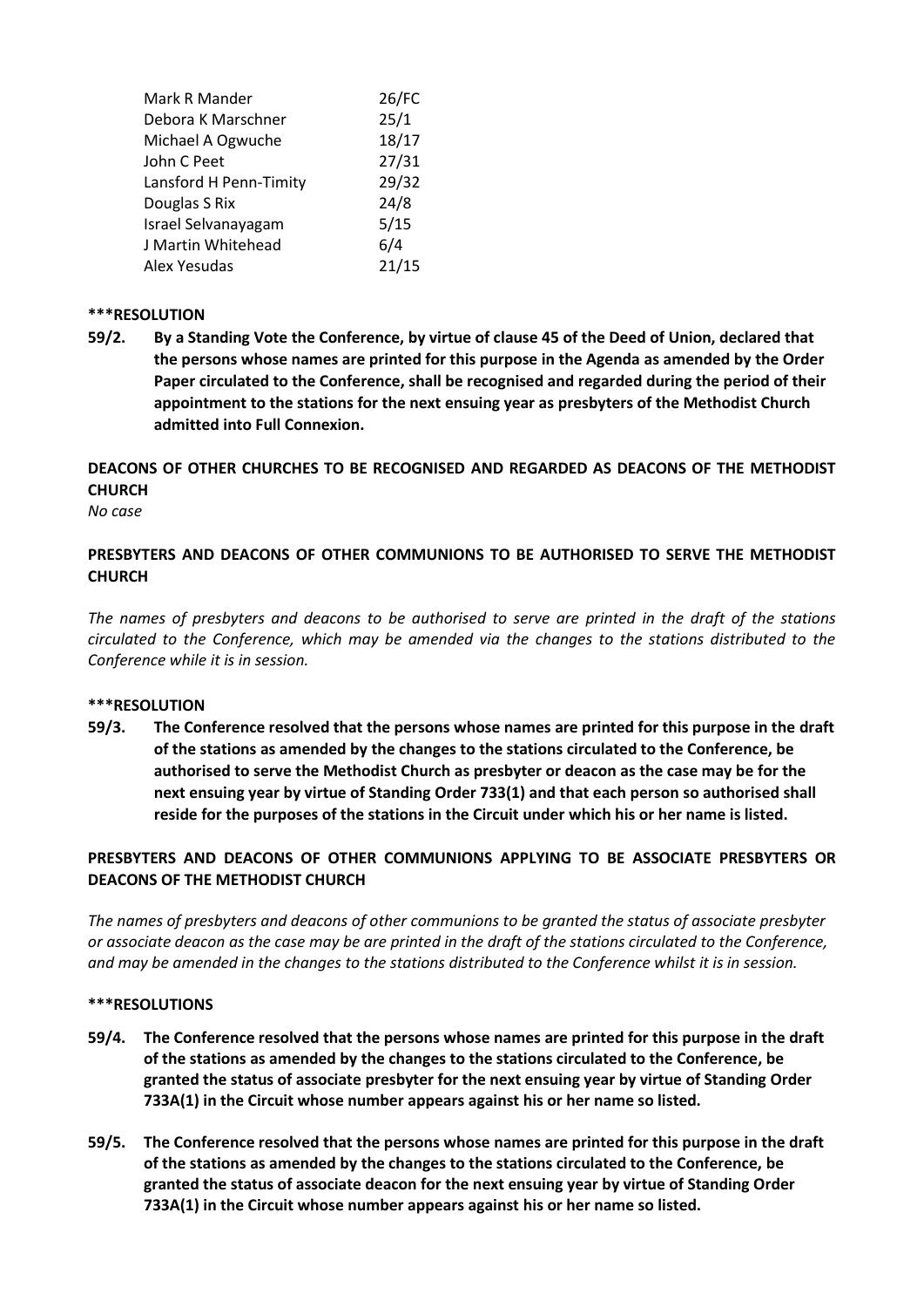| | |
|---|---|
| Mark R Mander | 26/FC |
| Debora K Marschner | 25/1 |
| Michael A Ogwuche | 18/17 |
| John C Peet | 27/31 |
| Lansford H Penn-Timity | 29/32 |
| Douglas S Rix | 24/8 |
| Israel Selvanayagam | 5/15 |
| J Martin Whitehead | 6/4 |
| Alex Yesudas | 21/15 |

**\*\*\*RESOLUTION**

**59/2. By a Standing Vote the Conference, by virtue of clause 45 of the Deed of Union, declared that the persons whose names are printed for this purpose in the Agenda as amended by the Order Paper circulated to the Conference, shall be recognised and regarded during the period of their appointment to the stations for the next ensuing year as presbyters of the Methodist Church admitted into Full Connexion.**

**DEACONS OF OTHER CHURCHES TO BE RECOGNISED AND REGARDED AS DEACONS OF THE METHODIST CHURCH**

*No case*

**PRESBYTERS AND DEACONS OF OTHER COMMUNIONS TO BE AUTHORISED TO SERVE THE METHODIST CHURCH**

*The names of presbyters and deacons to be authorised to serve are printed in the draft of the stations circulated to the Conference, which may be amended via the changes to the stations distributed to the Conference while it is in session.*

**\*\*\*RESOLUTION**

**59/3. The Conference resolved that the persons whose names are printed for this purpose in the draft of the stations as amended by the changes to the stations circulated to the Conference, be authorised to serve the Methodist Church as presbyter or deacon as the case may be for the next ensuing year by virtue of Standing Order 733(1) and that each person so authorised shall reside for the purposes of the stations in the Circuit under which his or her name is listed.**

**PRESBYTERS AND DEACONS OF OTHER COMMUNIONS APPLYING TO BE ASSOCIATE PRESBYTERS OR DEACONS OF THE METHODIST CHURCH**

*The names of presbyters and deacons of other communions to be granted the status of associate presbyter or associate deacon as the case may be are printed in the draft of the stations circulated to the Conference, and may be amended in the changes to the stations distributed to the Conference whilst it is in session.*

**\*\*\*RESOLUTIONS**

**59/4. The Conference resolved that the persons whose names are printed for this purpose in the draft of the stations as amended by the changes to the stations circulated to the Conference, be granted the status of associate presbyter for the next ensuing year by virtue of Standing Order 733A(1) in the Circuit whose number appears against his or her name so listed.**

**59/5. The Conference resolved that the persons whose names are printed for this purpose in the draft of the stations as amended by the changes to the stations circulated to the Conference, be granted the status of associate deacon for the next ensuing year by virtue of Standing Order 733A(1) in the Circuit whose number appears against his or her name so listed.**